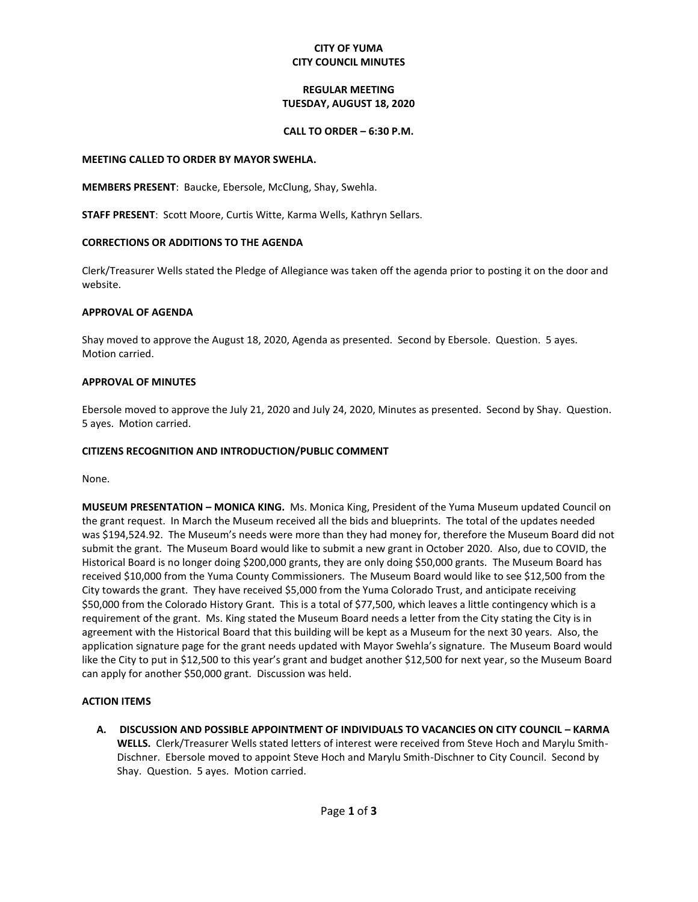# CITY OF YUMA
# CITY COUNCIL MINUTES

## REGULAR MEETING
## TUESDAY, AUGUST 18, 2020

### CALL TO ORDER – 6:30 P.M.

**MEETING CALLED TO ORDER BY MAYOR SWEHLA.**

**MEMBERS PRESENT**: Baucke, Ebersole, McClung, Shay, Swehla.

**STAFF PRESENT**: Scott Moore, Curtis Witte, Karma Wells, Kathryn Sellars.

**CORRECTIONS OR ADDITIONS TO THE AGENDA**

Clerk/Treasurer Wells stated the Pledge of Allegiance was taken off the agenda prior to posting it on the door and website.

**APPROVAL OF AGENDA**

Shay moved to approve the August 18, 2020, Agenda as presented. Second by Ebersole. Question. 5 ayes. Motion carried.

**APPROVAL OF MINUTES**

Ebersole moved to approve the July 21, 2020 and July 24, 2020, Minutes as presented. Second by Shay. Question. 5 ayes. Motion carried.

**CITIZENS RECOGNITION AND INTRODUCTION/PUBLIC COMMENT**

None.

**MUSEUM PRESENTATION – MONICA KING.** Ms. Monica King, President of the Yuma Museum updated Council on the grant request. In March the Museum received all the bids and blueprints. The total of the updates needed was $194,524.92. The Museum's needs were more than they had money for, therefore the Museum Board did not submit the grant. The Museum Board would like to submit a new grant in October 2020. Also, due to COVID, the Historical Board is no longer doing $200,000 grants, they are only doing $50,000 grants. The Museum Board has received $10,000 from the Yuma County Commissioners. The Museum Board would like to see $12,500 from the City towards the grant. They have received $5,000 from the Yuma Colorado Trust, and anticipate receiving $50,000 from the Colorado History Grant. This is a total of $77,500, which leaves a little contingency which is a requirement of the grant. Ms. King stated the Museum Board needs a letter from the City stating the City is in agreement with the Historical Board that this building will be kept as a Museum for the next 30 years. Also, the application signature page for the grant needs updated with Mayor Swehla's signature. The Museum Board would like the City to put in $12,500 to this year's grant and budget another $12,500 for next year, so the Museum Board can apply for another $50,000 grant. Discussion was held.

**ACTION ITEMS**

**A. DISCUSSION AND POSSIBLE APPOINTMENT OF INDIVIDUALS TO VACANCIES ON CITY COUNCIL – KARMA WELLS.** Clerk/Treasurer Wells stated letters of interest were received from Steve Hoch and Marylu Smith-Dischner. Ebersole moved to appoint Steve Hoch and Marylu Smith-Dischner to City Council. Second by Shay. Question. 5 ayes. Motion carried.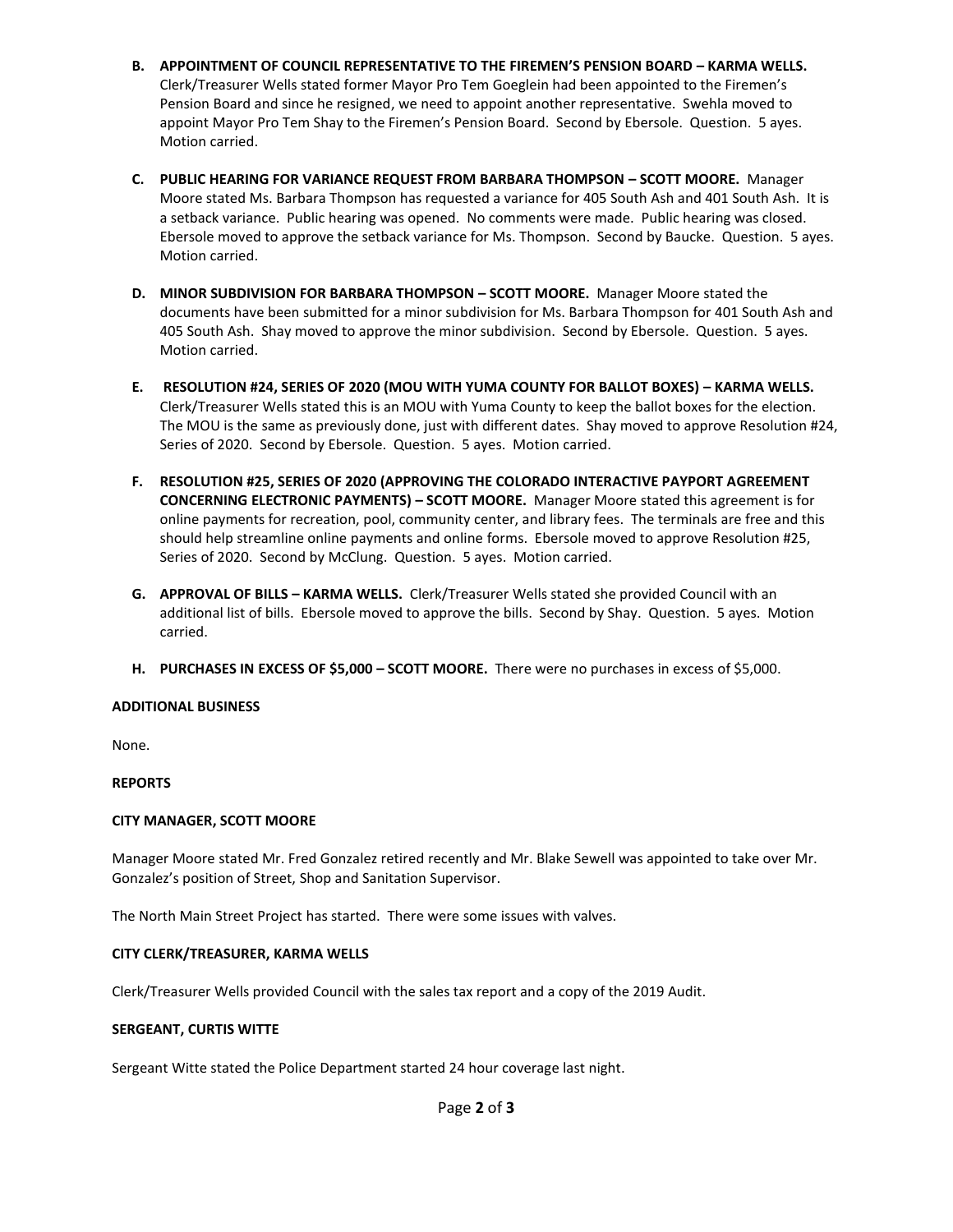B. **APPOINTMENT OF COUNCIL REPRESENTATIVE TO THE FIREMEN'S PENSION BOARD – KARMA WELLS.** Clerk/Treasurer Wells stated former Mayor Pro Tem Goeglein had been appointed to the Firemen's Pension Board and since he resigned, we need to appoint another representative. Swehla moved to appoint Mayor Pro Tem Shay to the Firemen's Pension Board. Second by Ebersole. Question. 5 ayes. Motion carried.

C. **PUBLIC HEARING FOR VARIANCE REQUEST FROM BARBARA THOMPSON – SCOTT MOORE.** Manager Moore stated Ms. Barbara Thompson has requested a variance for 405 South Ash and 401 South Ash. It is a setback variance. Public hearing was opened. No comments were made. Public hearing was closed. Ebersole moved to approve the setback variance for Ms. Thompson. Second by Baucke. Question. 5 ayes. Motion carried.

D. **MINOR SUBDIVISION FOR BARBARA THOMPSON – SCOTT MOORE.** Manager Moore stated the documents have been submitted for a minor subdivision for Ms. Barbara Thompson for 401 South Ash and 405 South Ash. Shay moved to approve the minor subdivision. Second by Ebersole. Question. 5 ayes. Motion carried.

E. **RESOLUTION #24, SERIES OF 2020 (MOU WITH YUMA COUNTY FOR BALLOT BOXES) – KARMA WELLS.** Clerk/Treasurer Wells stated this is an MOU with Yuma County to keep the ballot boxes for the election. The MOU is the same as previously done, just with different dates. Shay moved to approve Resolution #24, Series of 2020. Second by Ebersole. Question. 5 ayes. Motion carried.

F. **RESOLUTION #25, SERIES OF 2020 (APPROVING THE COLORADO INTERACTIVE PAYPORT AGREEMENT CONCERNING ELECTRONIC PAYMENTS) – SCOTT MOORE.** Manager Moore stated this agreement is for online payments for recreation, pool, community center, and library fees. The terminals are free and this should help streamline online payments and online forms. Ebersole moved to approve Resolution #25, Series of 2020. Second by McClung. Question. 5 ayes. Motion carried.

G. **APPROVAL OF BILLS – KARMA WELLS.** Clerk/Treasurer Wells stated she provided Council with an additional list of bills. Ebersole moved to approve the bills. Second by Shay. Question. 5 ayes. Motion carried.

H. **PURCHASES IN EXCESS OF $5,000 – SCOTT MOORE.** There were no purchases in excess of $5,000.

**ADDITIONAL BUSINESS**

None.

**REPORTS**

**CITY MANAGER, SCOTT MOORE**

Manager Moore stated Mr. Fred Gonzalez retired recently and Mr. Blake Sewell was appointed to take over Mr. Gonzalez's position of Street, Shop and Sanitation Supervisor.

The North Main Street Project has started. There were some issues with valves.

**CITY CLERK/TREASURER, KARMA WELLS**

Clerk/Treasurer Wells provided Council with the sales tax report and a copy of the 2019 Audit.

**SERGEANT, CURTIS WITTE**

Sergeant Witte stated the Police Department started 24 hour coverage last night.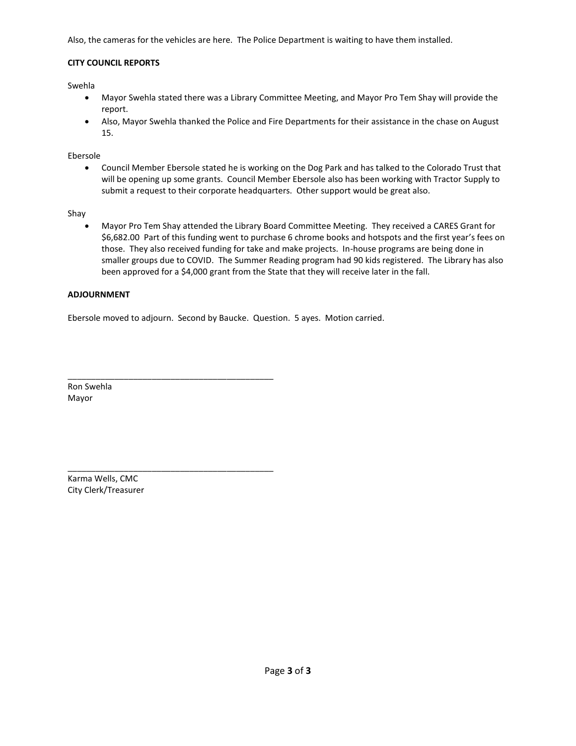Also, the cameras for the vehicles are here. The Police Department is waiting to have them installed.

**CITY COUNCIL REPORTS**

Swehla

- Mayor Swehla stated there was a Library Committee Meeting, and Mayor Pro Tem Shay will provide the report.
- Also, Mayor Swehla thanked the Police and Fire Departments for their assistance in the chase on August 15.

Ebersole

- Council Member Ebersole stated he is working on the Dog Park and has talked to the Colorado Trust that will be opening up some grants. Council Member Ebersole also has been working with Tractor Supply to submit a request to their corporate headquarters. Other support would be great also.

Shay

- Mayor Pro Tem Shay attended the Library Board Committee Meeting. They received a CARES Grant for $6,682.00 Part of this funding went to purchase 6 chrome books and hotspots and the first year's fees on those. They also received funding for take and make projects. In-house programs are being done in smaller groups due to COVID. The Summer Reading program had 90 kids registered. The Library has also been approved for a $4,000 grant from the State that they will receive later in the fall.

**ADJOURNMENT**

Ebersole moved to adjourn. Second by Baucke. Question. 5 ayes. Motion carried.

\_\_\_\_\_\_\_\_\_\_\_\_\_\_\_\_\_\_\_\_\_\_\_\_\_\_\_\_\_\_\_\_\_\_\_\_\_\_\_\_\_\_\_\_\_

Ron Swehla
Mayor

\_\_\_\_\_\_\_\_\_\_\_\_\_\_\_\_\_\_\_\_\_\_\_\_\_\_\_\_\_\_\_\_\_\_\_\_\_\_\_\_\_\_\_\_\_

Karma Wells, CMC
City Clerk/Treasurer